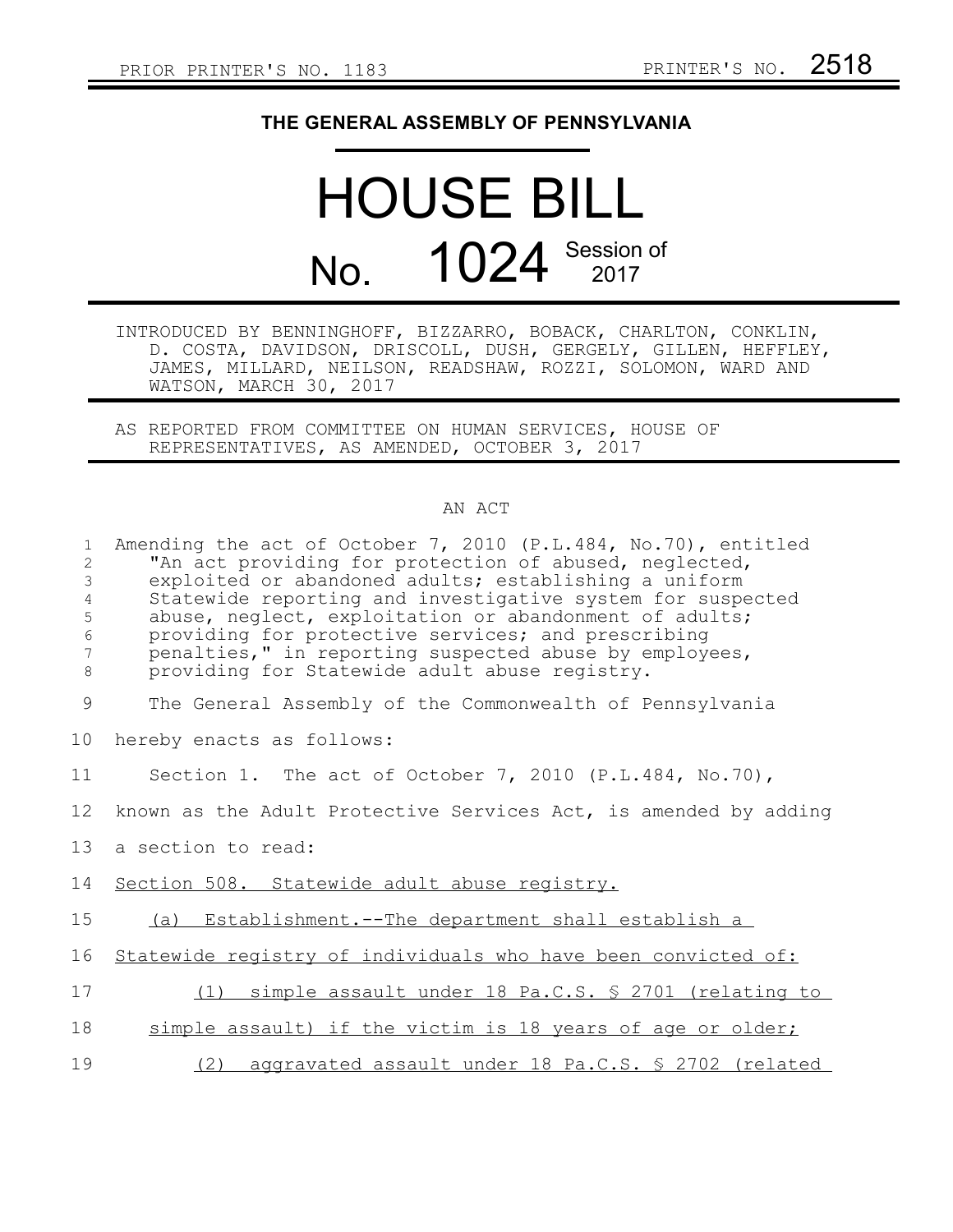PRIOR PRINTER'S NO. 1183 PRINTER'S NO. 2518

**THE GENERAL ASSEMBLY OF PENNSYLVANIA**

# HOUSE BILL

# No. 1024 Session of 2017

INTRODUCED BY BENNINGHOFF, BIZZARRO, BOBACK, CHARLTON, CONKLIN, D. COSTA, DAVIDSON, DRISCOLL, DUSH, GERGELY, GILLEN, HEFFLEY, JAMES, MILLARD, NEILSON, READSHAW, ROZZI, SOLOMON, WARD AND WATSON, MARCH 30, 2017

AS REPORTED FROM COMMITTEE ON HUMAN SERVICES, HOUSE OF REPRESENTATIVES, AS AMENDED, OCTOBER 3, 2017

AN ACT

Amending the act of October 7, 2010 (P.L.484, No.70), entitled "An act providing for protection of abused, neglected, exploited or abandoned adults; establishing a uniform Statewide reporting and investigative system for suspected abuse, neglect, exploitation or abandonment of adults; providing for protective services; and prescribing penalties," in reporting suspected abuse by employees, providing for Statewide adult abuse registry.

The General Assembly of the Commonwealth of Pennsylvania hereby enacts as follows:

Section 1. The act of October 7, 2010 (P.L.484, No.70), known as the Adult Protective Services Act, is amended by adding a section to read:

Section 508. Statewide adult abuse registry.

(a) Establishment.--The department shall establish a Statewide registry of individuals who have been convicted of:

(1) simple assault under 18 Pa.C.S. § 2701 (relating to simple assault) if the victim is 18 years of age or older;

(2) aggravated assault under 18 Pa.C.S. § 2702 (related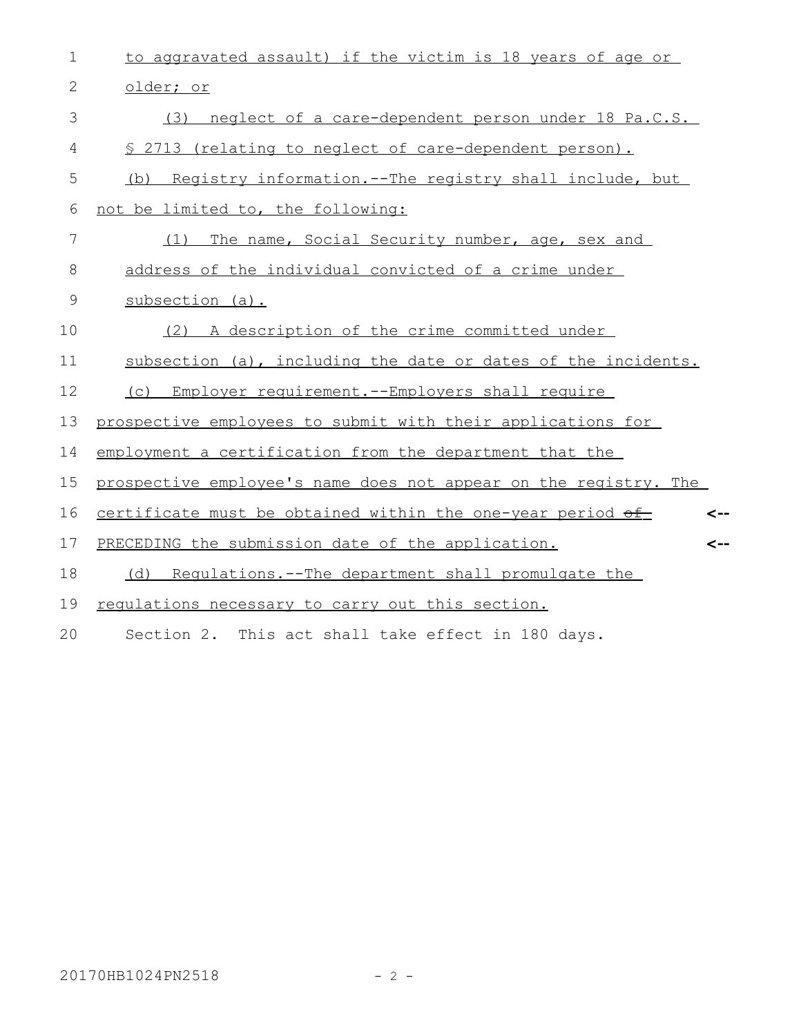to aggravated assault) if the victim is 18 years of age or older; or

(3) neglect of a care-dependent person under 18 Pa.C.S. § 2713 (relating to neglect of care-dependent person).

(b) Registry information.--The registry shall include, but not be limited to, the following:

(1) The name, Social Security number, age, sex and address of the individual convicted of a crime under subsection (a).

(2) A description of the crime committed under subsection (a), including the date or dates of the incidents.

(c) Employer requirement.--Employers shall require prospective employees to submit with their applications for employment a certification from the department that the prospective employee's name does not appear on the registry. The certificate must be obtained within the one-year period ~~of~~ PRECEDING the submission date of the application.

(d) Regulations.--The department shall promulgate the regulations necessary to carry out this section.

Section 2. This act shall take effect in 180 days.